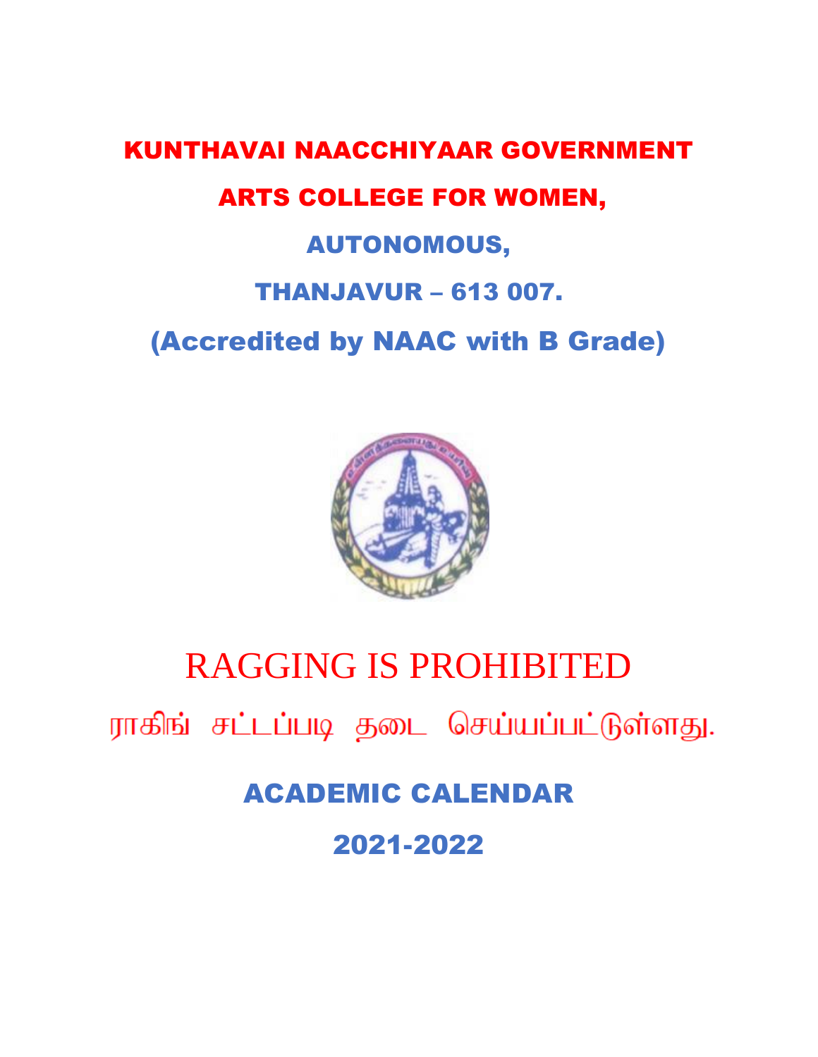# KUNTHAVAI NAACCHIYAAR GOVERNMENT ARTS COLLEGE FOR WOMEN,

## AUTONOMOUS,

## THANJAVUR – 613 007.

## (Accredited by NAAC with B Grade)

# RAGGING IS PROHIBITED

ராகிங் சட்டப்படி தடை செய்யப்பட்டுள்ளது.

## ACADEMIC CALENDAR

## 2021-2022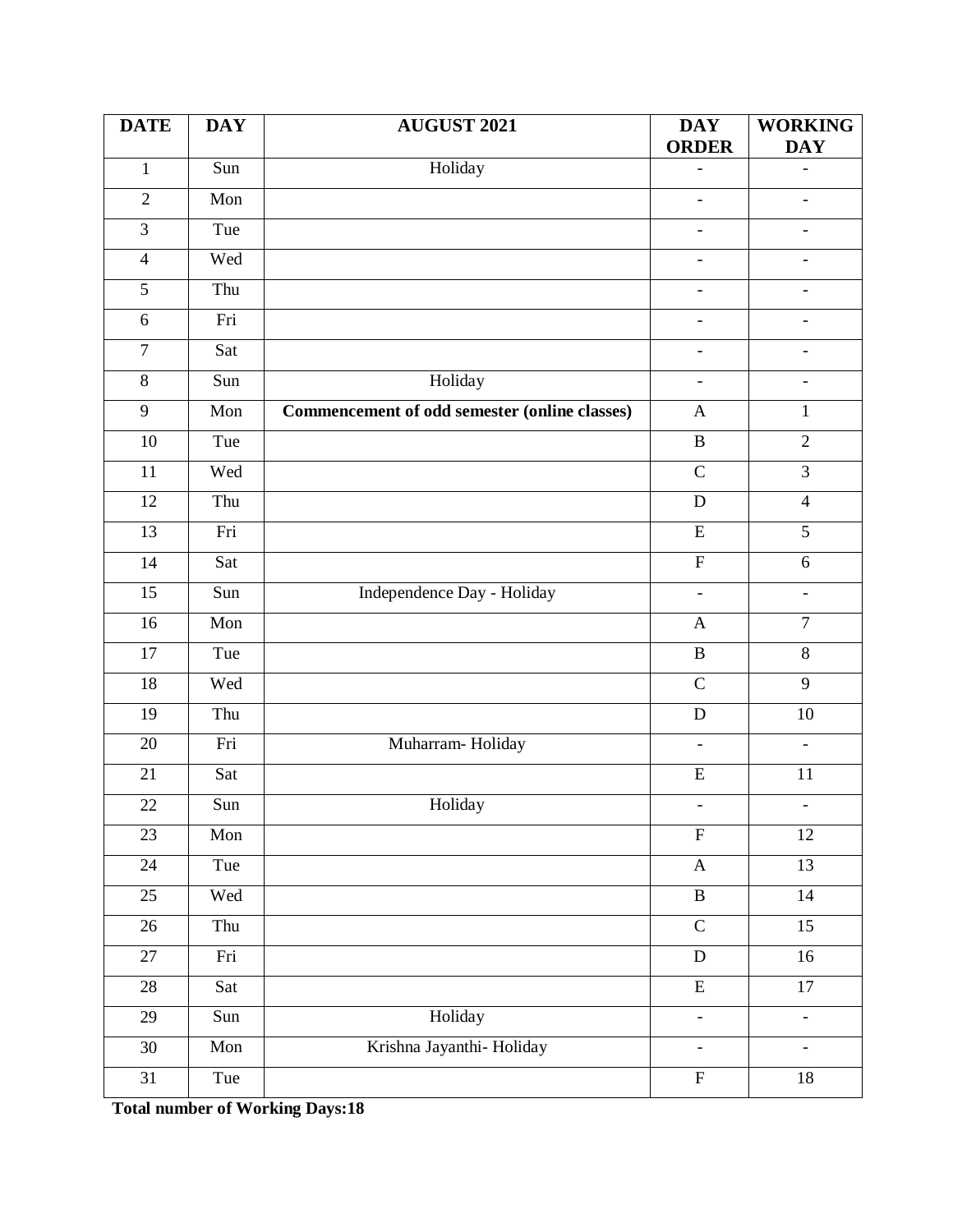| DATE | DAY | AUGUST 2021 | DAY ORDER | WORKING DAY |
|---|---|---|---|---|
| 1 | Sun | Holiday | - | - |
| 2 | Mon | | - | - |
| 3 | Tue | | - | - |
| 4 | Wed | | - | - |
| 5 | Thu | | - | - |
| 6 | Fri | | - | - |
| 7 | Sat | | - | - |
| 8 | Sun | Holiday | - | - |
| 9 | Mon | **Commencement of odd semester (online classes)** | A | 1 |
| 10 | Tue | | B | 2 |
| 11 | Wed | | C | 3 |
| 12 | Thu | | D | 4 |
| 13 | Fri | | E | 5 |
| 14 | Sat | | F | 6 |
| 15 | Sun | Independence Day - Holiday | - | - |
| 16 | Mon | | A | 7 |
| 17 | Tue | | B | 8 |
| 18 | Wed | | C | 9 |
| 19 | Thu | | D | 10 |
| 20 | Fri | Muharram- Holiday | - | - |
| 21 | Sat | | E | 11 |
| 22 | Sun | Holiday | - | - |
| 23 | Mon | | F | 12 |
| 24 | Tue | | A | 13 |
| 25 | Wed | | B | 14 |
| 26 | Thu | | C | 15 |
| 27 | Fri | | D | 16 |
| 28 | Sat | | E | 17 |
| 29 | Sun | Holiday | - | - |
| 30 | Mon | Krishna Jayanthi- Holiday | - | - |
| 31 | Tue | | F | 18 |

**Total number of Working Days:18**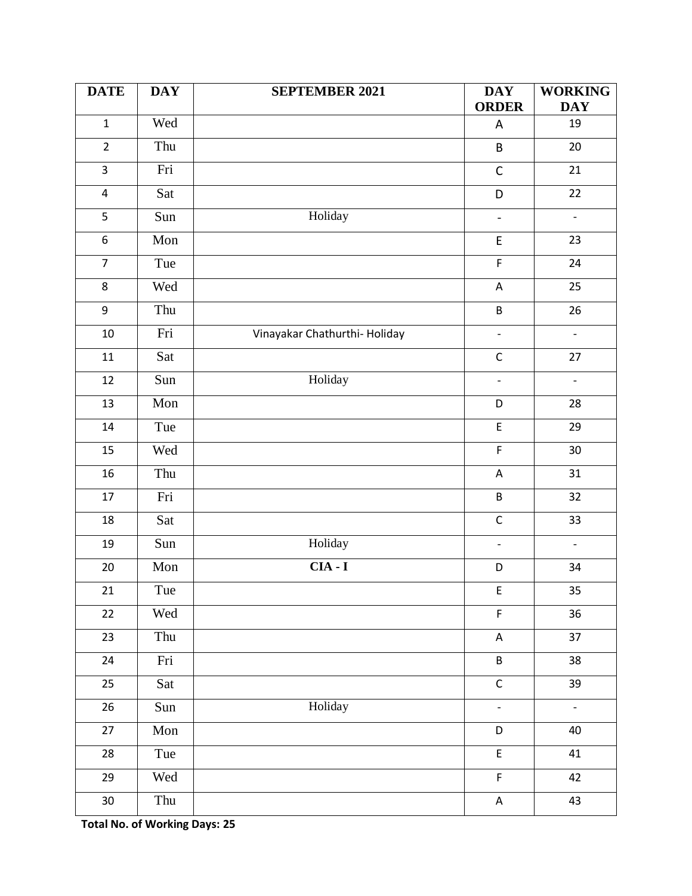| DATE | DAY | SEPTEMBER 2021 | DAY ORDER | WORKING DAY |
|---|---|---|---|---|
| 1 | Wed | | A | 19 |
| 2 | Thu | | B | 20 |
| 3 | Fri | | C | 21 |
| 4 | Sat | | D | 22 |
| 5 | Sun | Holiday | - | - |
| 6 | Mon | | E | 23 |
| 7 | Tue | | F | 24 |
| 8 | Wed | | A | 25 |
| 9 | Thu | | B | 26 |
| 10 | Fri | Vinayakar Chathurthi- Holiday | - | - |
| 11 | Sat | | C | 27 |
| 12 | Sun | Holiday | - | - |
| 13 | Mon | | D | 28 |
| 14 | Tue | | E | 29 |
| 15 | Wed | | F | 30 |
| 16 | Thu | | A | 31 |
| 17 | Fri | | B | 32 |
| 18 | Sat | | C | 33 |
| 19 | Sun | Holiday | - | - |
| 20 | Mon | **CIA - I** | D | 34 |
| 21 | Tue | | E | 35 |
| 22 | Wed | | F | 36 |
| 23 | Thu | | A | 37 |
| 24 | Fri | | B | 38 |
| 25 | Sat | | C | 39 |
| 26 | Sun | Holiday | - | - |
| 27 | Mon | | D | 40 |
| 28 | Tue | | E | 41 |
| 29 | Wed | | F | 42 |
| 30 | Thu | | A | 43 |

**Total No. of Working Days: 25**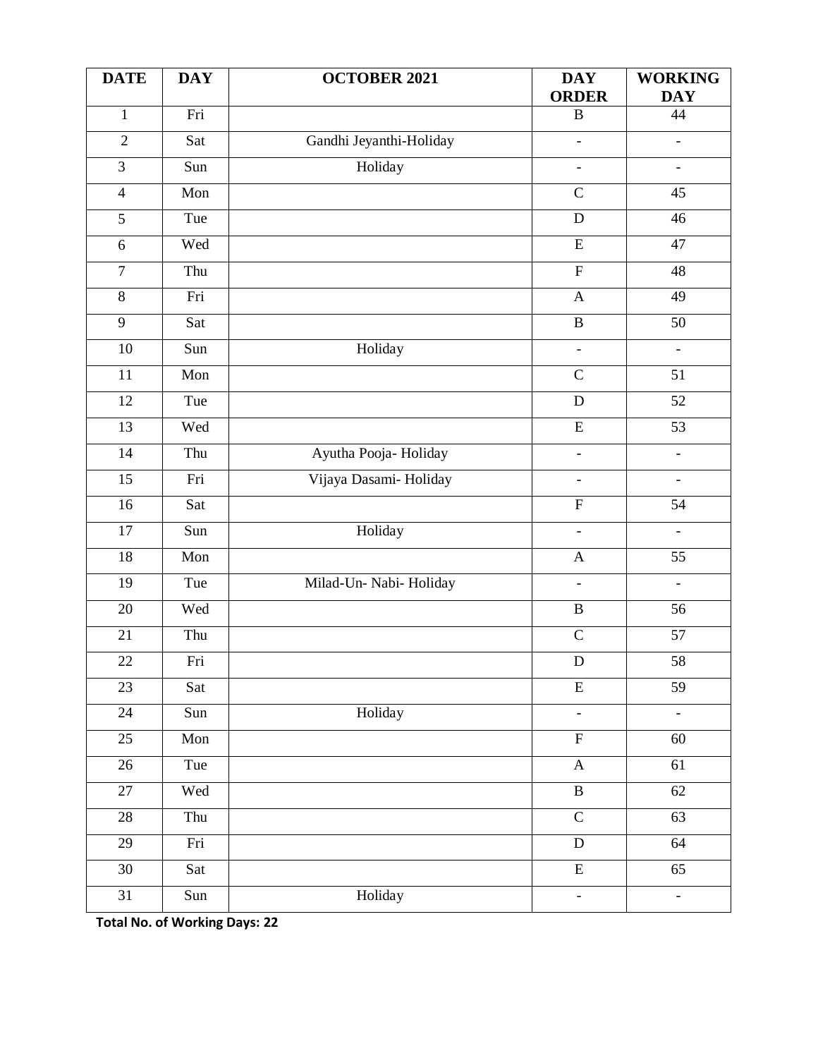| DATE | DAY | OCTOBER 2021 | DAY ORDER | WORKING DAY |
|---|---|---|---|---|
| 1 | Fri | | B | 44 |
| 2 | Sat | Gandhi Jeyanthi-Holiday | - | - |
| 3 | Sun | Holiday | - | - |
| 4 | Mon | | C | 45 |
| 5 | Tue | | D | 46 |
| 6 | Wed | | E | 47 |
| 7 | Thu | | F | 48 |
| 8 | Fri | | A | 49 |
| 9 | Sat | | B | 50 |
| 10 | Sun | Holiday | - | - |
| 11 | Mon | | C | 51 |
| 12 | Tue | | D | 52 |
| 13 | Wed | | E | 53 |
| 14 | Thu | Ayutha Pooja- Holiday | - | - |
| 15 | Fri | Vijaya Dasami- Holiday | - | - |
| 16 | Sat | | F | 54 |
| 17 | Sun | Holiday | - | - |
| 18 | Mon | | A | 55 |
| 19 | Tue | Milad-Un- Nabi- Holiday | - | - |
| 20 | Wed | | B | 56 |
| 21 | Thu | | C | 57 |
| 22 | Fri | | D | 58 |
| 23 | Sat | | E | 59 |
| 24 | Sun | Holiday | - | - |
| 25 | Mon | | F | 60 |
| 26 | Tue | | A | 61 |
| 27 | Wed | | B | 62 |
| 28 | Thu | | C | 63 |
| 29 | Fri | | D | 64 |
| 30 | Sat | | E | 65 |
| 31 | Sun | Holiday | - | - |

**Total No. of Working Days: 22**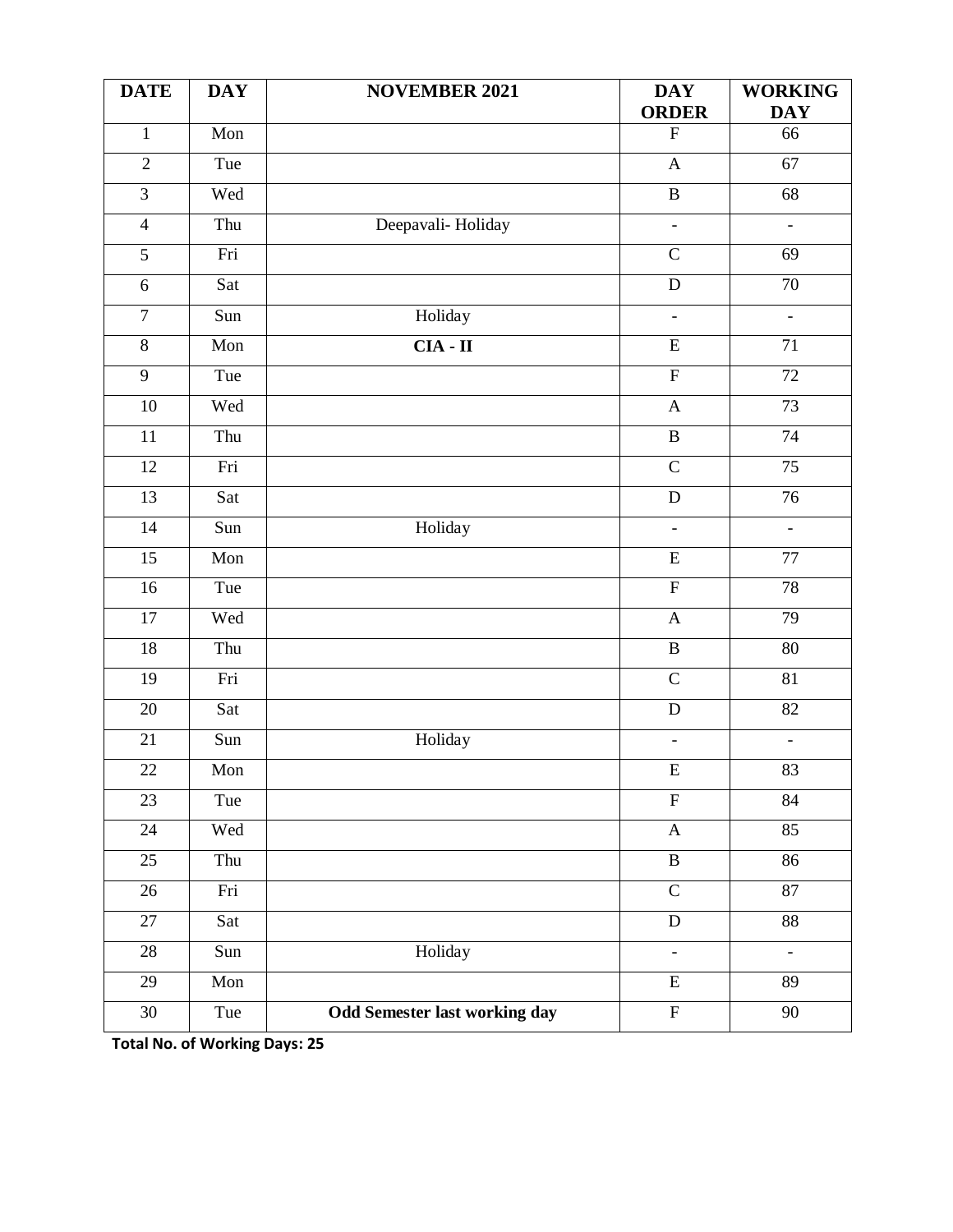| DATE | DAY | NOVEMBER 2021 | DAY ORDER | WORKING DAY |
|---|---|---|---|---|
| 1 | Mon | | F | 66 |
| 2 | Tue | | A | 67 |
| 3 | Wed | | B | 68 |
| 4 | Thu | Deepavali- Holiday | - | - |
| 5 | Fri | | C | 69 |
| 6 | Sat | | D | 70 |
| 7 | Sun | Holiday | - | - |
| 8 | Mon | **CIA - II** | E | 71 |
| 9 | Tue | | F | 72 |
| 10 | Wed | | A | 73 |
| 11 | Thu | | B | 74 |
| 12 | Fri | | C | 75 |
| 13 | Sat | | D | 76 |
| 14 | Sun | Holiday | - | - |
| 15 | Mon | | E | 77 |
| 16 | Tue | | F | 78 |
| 17 | Wed | | A | 79 |
| 18 | Thu | | B | 80 |
| 19 | Fri | | C | 81 |
| 20 | Sat | | D | 82 |
| 21 | Sun | Holiday | - | - |
| 22 | Mon | | E | 83 |
| 23 | Tue | | F | 84 |
| 24 | Wed | | A | 85 |
| 25 | Thu | | B | 86 |
| 26 | Fri | | C | 87 |
| 27 | Sat | | D | 88 |
| 28 | Sun | Holiday | - | - |
| 29 | Mon | | E | 89 |
| 30 | Tue | **Odd Semester last working day** | F | 90 |

**Total No. of Working Days: 25**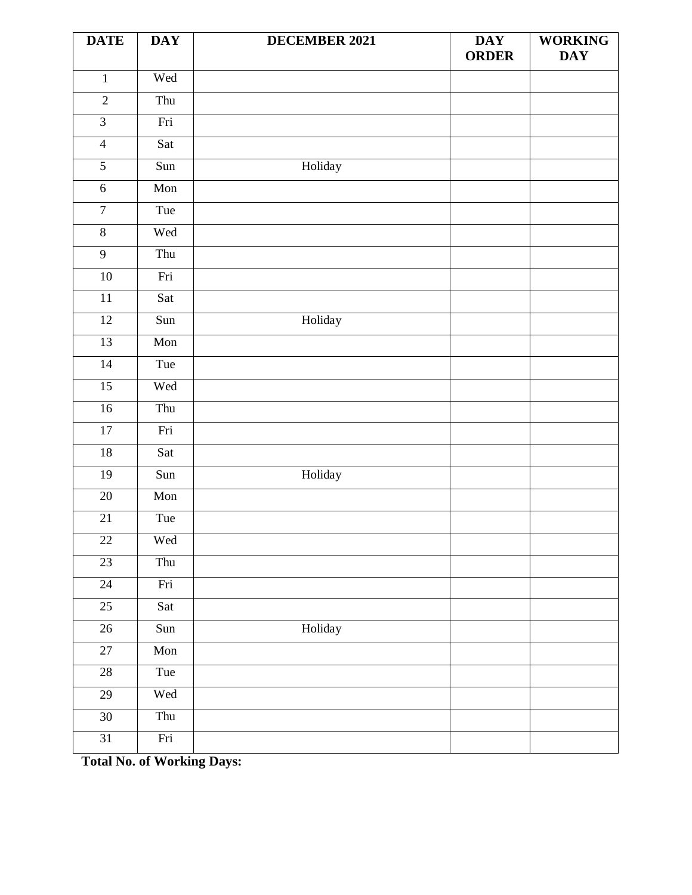| DATE | DAY | DECEMBER 2021 | DAY ORDER | WORKING DAY |
|---|---|---|---|---|
| 1 | Wed | | | |
| 2 | Thu | | | |
| 3 | Fri | | | |
| 4 | Sat | | | |
| 5 | Sun | Holiday | | |
| 6 | Mon | | | |
| 7 | Tue | | | |
| 8 | Wed | | | |
| 9 | Thu | | | |
| 10 | Fri | | | |
| 11 | Sat | | | |
| 12 | Sun | Holiday | | |
| 13 | Mon | | | |
| 14 | Tue | | | |
| 15 | Wed | | | |
| 16 | Thu | | | |
| 17 | Fri | | | |
| 18 | Sat | | | |
| 19 | Sun | Holiday | | |
| 20 | Mon | | | |
| 21 | Tue | | | |
| 22 | Wed | | | |
| 23 | Thu | | | |
| 24 | Fri | | | |
| 25 | Sat | | | |
| 26 | Sun | Holiday | | |
| 27 | Mon | | | |
| 28 | Tue | | | |
| 29 | Wed | | | |
| 30 | Thu | | | |
| 31 | Fri | | | |

**Total No. of Working Days:**